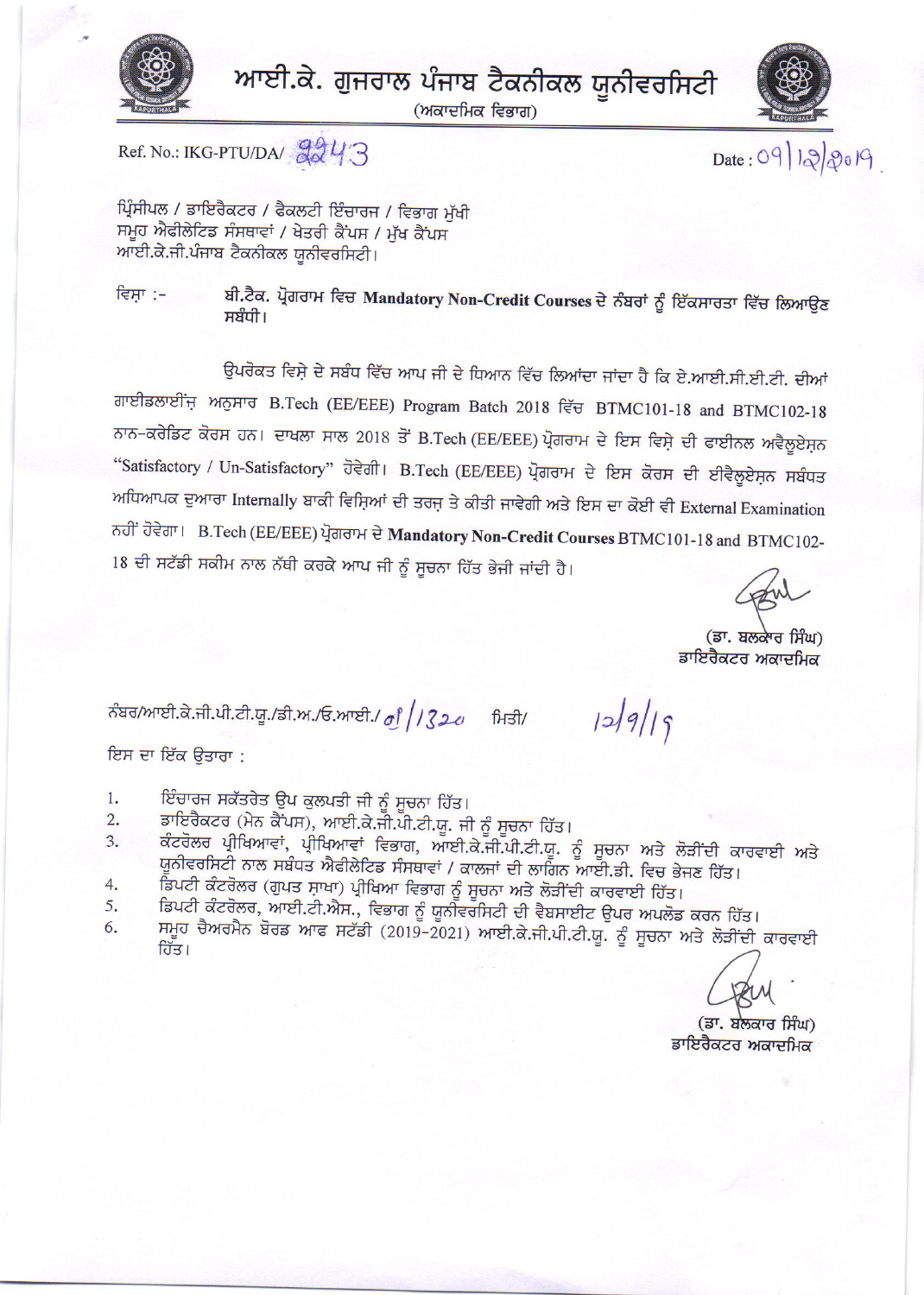# ਆਈ.ਕੇ. ਗੁਜਰਾਲ ਪੰਜਾਬ ਟੈਕਨੀਕਲ ਯੂਨੀਵਰਸਿਟੀ

(ਅਕਾਦਮਿਕ ਵਿਭਾਗ)

Ref. No.: IKG-PTU/DA/ 2243

Date : 09/12/2019

ਪ੍ਰਿੰਸੀਪਲ / ਡਾਇਰੈਕਟਰ / ਫੈਕਲਟੀ ਇੰਚਾਰਜ / ਵਿਭਾਗ ਮੁੱਖੀ
ਸਮੂਹ ਐਫੀਲੇਟਿਡ ਸੰਸਥਾਵਾਂ / ਖੇਤਰੀ ਕੈਂਪਸ / ਮੁੱਖ ਕੈਂਪਸ
ਆਈ.ਕੇ.ਜੀ.ਪੰਜਾਬ ਟੈਕਨੀਕਲ ਯੂਨੀਵਰਸਿਟੀ।

ਵਿਸ਼ਾ :- ਬੀ.ਟੈਕ. ਪ੍ਰੋਗਰਾਮ ਵਿਚ **Mandatory Non-Credit Courses** ਦੇ ਨੰਬਰਾਂ ਨੂੰ ਇੱਕਸਾਰਤਾ ਵਿੱਚ ਲਿਆਉਣ ਸਬੰਧੀ।

ਉਪਰੋਕਤ ਵਿਸ਼ੇ ਦੇ ਸਬੰਧ ਵਿੱਚ ਆਪ ਜੀ ਦੇ ਧਿਆਨ ਵਿੱਚ ਲਿਆਂਦਾ ਜਾਂਦਾ ਹੈ ਕਿ ਏ.ਆਈ.ਸੀ.ਈ.ਟੀ. ਦੀਆਂ ਗਾਈਡਲਾਈਂਜ਼ ਅਨੁਸਾਰ B.Tech (EE/EEE) Program Batch 2018 ਵਿੱਚ BTMC101-18 and BTMC102-18 ਨਾਨ-ਕਰੇਡਿਟ ਕੋਰਸ ਹਨ। ਦਾਖਲਾ ਸਾਲ 2018 ਤੋਂ B.Tech (EE/EEE) ਪ੍ਰੋਗਰਾਮ ਦੇ ਇਸ ਵਿਸ਼ੇ ਦੀ ਫਾਈਨਲ ਅਵੈਲੂਏਸ਼ਨ "Satisfactory / Un-Satisfactory" ਹੋਵੇਗੀ। B.Tech (EE/EEE) ਪ੍ਰੋਗਰਾਮ ਦੇ ਇਸ ਕੋਰਸ ਦੀ ਈਵੈਲੂਏਸ਼ਨ ਸਬੰਧਤ ਅਧਿਆਪਕ ਦੁਆਰਾ Internally ਬਾਕੀ ਵਿਸ਼ਿਆਂ ਦੀ ਤਰਜ਼ ਤੇ ਕੀਤੀ ਜਾਵੇਗੀ ਅਤੇ ਇਸ ਦਾ ਕੋਈ ਵੀ External Examination ਨਹੀਂ ਹੋਵੇਗਾ। B.Tech (EE/EEE) ਪ੍ਰੋਗਰਾਮ ਦੇ **Mandatory Non-Credit Courses** BTMC101-18 and BTMC102-18 ਦੀ ਸਟੱਡੀ ਸਕੀਮ ਨਾਲ ਨੱਥੀ ਕਰਕੇ ਆਪ ਜੀ ਨੂੰ ਸੂਚਨਾ ਹਿੱਤ ਭੇਜੀ ਜਾਂਦੀ ਹੈ।

(ਡਾ. ਬਲਕਾਰ ਸਿੰਘ)
ਡਾਇਰੈਕਟਰ ਅਕਾਦਮਿਕ

ਨੰਬਰ/ਆਈ.ਕੇ.ਜੀ.ਪੀ.ਟੀ.ਯੂ./ਡੀ.ਅ./ਓ.ਆਈ./ 01/1320 ਮਿਤੀ/ 12/9/19

ਇਸ ਦਾ ਇੱਕ ਉਤਾਰਾ :

1. ਇੰਚਾਰਜ ਸਕੱਤਰੇਤ ਉਪ ਕੁਲਪਤੀ ਜੀ ਨੂੰ ਸੂਚਨਾ ਹਿੱਤ।
2. ਡਾਇਰੈਕਟਰ (ਮੇਨ ਕੈਂਪਸ), ਆਈ.ਕੇ.ਜੀ.ਪੀ.ਟੀ.ਯੂ. ਜੀ ਨੂੰ ਸੂਚਨਾ ਹਿੱਤ।
3. ਕੰਟਰੋਲਰ ਪ੍ਰੀਖਿਆਵਾਂ, ਪ੍ਰੀਖਿਆਵਾਂ ਵਿਭਾਗ, ਆਈ.ਕੇ.ਜੀ.ਪੀ.ਟੀ.ਯੂ. ਨੂੰ ਸੂਚਨਾ ਅਤੇ ਲੋੜੀਂਦੀ ਕਾਰਵਾਈ ਅਤੇ ਯੂਨੀਵਰਸਿਟੀ ਨਾਲ ਸਬੰਧਤ ਐਫੀਲੇਟਿਡ ਸੰਸਥਾਵਾਂ / ਕਾਲਜਾਂ ਦੀ ਲਾਗਿਨ ਆਈ.ਡੀ. ਵਿਚ ਭੇਜਣ ਹਿੱਤ।
4. ਡਿਪਟੀ ਕੰਟਰੋਲਰ (ਗੁਪਤ ਸ਼ਾਖਾ) ਪ੍ਰੀਖਿਆ ਵਿਭਾਗ ਨੂੰ ਸੂਚਨਾ ਅਤੇ ਲੋੜੀਂਦੀ ਕਾਰਵਾਈ ਹਿੱਤ।
5. ਡਿਪਟੀ ਕੰਟਰੋਲਰ, ਆਈ.ਟੀ.ਐਸ., ਵਿਭਾਗ ਨੂੰ ਯੂਨੀਵਰਸਿਟੀ ਦੀ ਵੈਬਸਾਈਟ ਉਪਰ ਅਪਲੋਡ ਕਰਨ ਹਿੱਤ।
6. ਸਮੂਹ ਚੈਅਰਮੈਨ ਬੋਰਡ ਆਫ ਸਟੱਡੀ (2019-2021) ਆਈ.ਕੇ.ਜੀ.ਪੀ.ਟੀ.ਯੂ. ਨੂੰ ਸੂਚਨਾ ਅਤੇ ਲੋੜੀਂਦੀ ਕਾਰਵਾਈ ਹਿੱਤ।

(ਡਾ. ਬਲਕਾਰ ਸਿੰਘ)
ਡਾਇਰੈਕਟਰ ਅਕਾਦਮਿਕ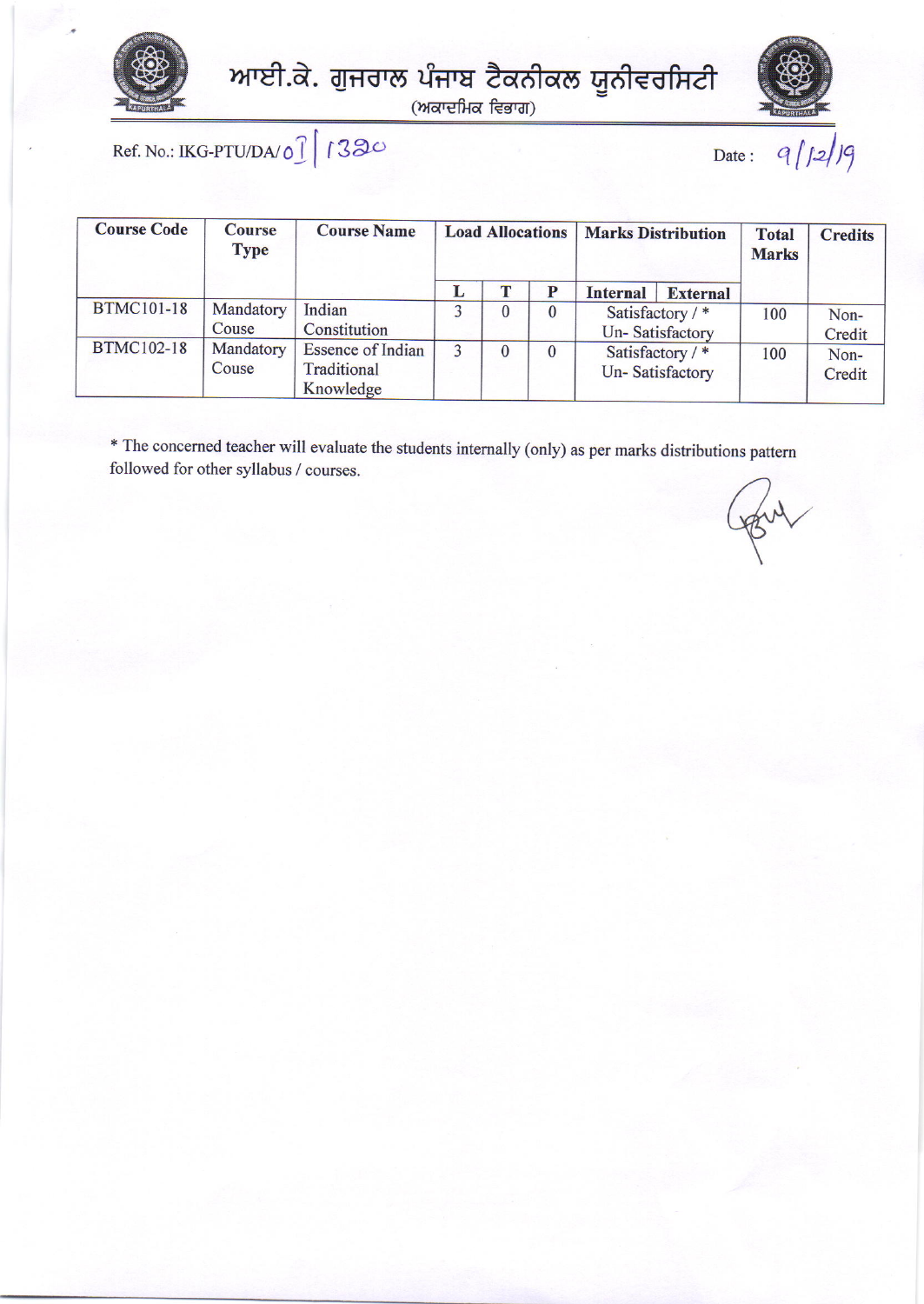# ਆਈ.ਕੇ. ਗੁਜਰਾਲ ਪੰਜਾਬ ਟੈਕਨੀਕਲ ਯੂਨੀਵਰਸਿਟੀ

(ਅਕਾਦਮਿਕ ਵਿਭਾਗ)

Ref. No.: IKG-PTU/DA/07 | 1320

Date : 9/12/19

| Course Code | Course Type | Course Name | Load Allocations | | | Marks Distribution | | Total Marks | Credits |
|---|---|---|---|---|---|---|---|---|---|
| | | | L | T | P | Internal | External | | |
| BTMC101-18 | Mandatory Couse | Indian Constitution | 3 | 0 | 0 | Satisfactory / * Un- Satisfactory | | 100 | Non-Credit |
| BTMC102-18 | Mandatory Couse | Essence of Indian Traditional Knowledge | 3 | 0 | 0 | Satisfactory / * Un- Satisfactory | | 100 | Non-Credit |

* The concerned teacher will evaluate the students internally (only) as per marks distributions pattern followed for other syllabus / courses.